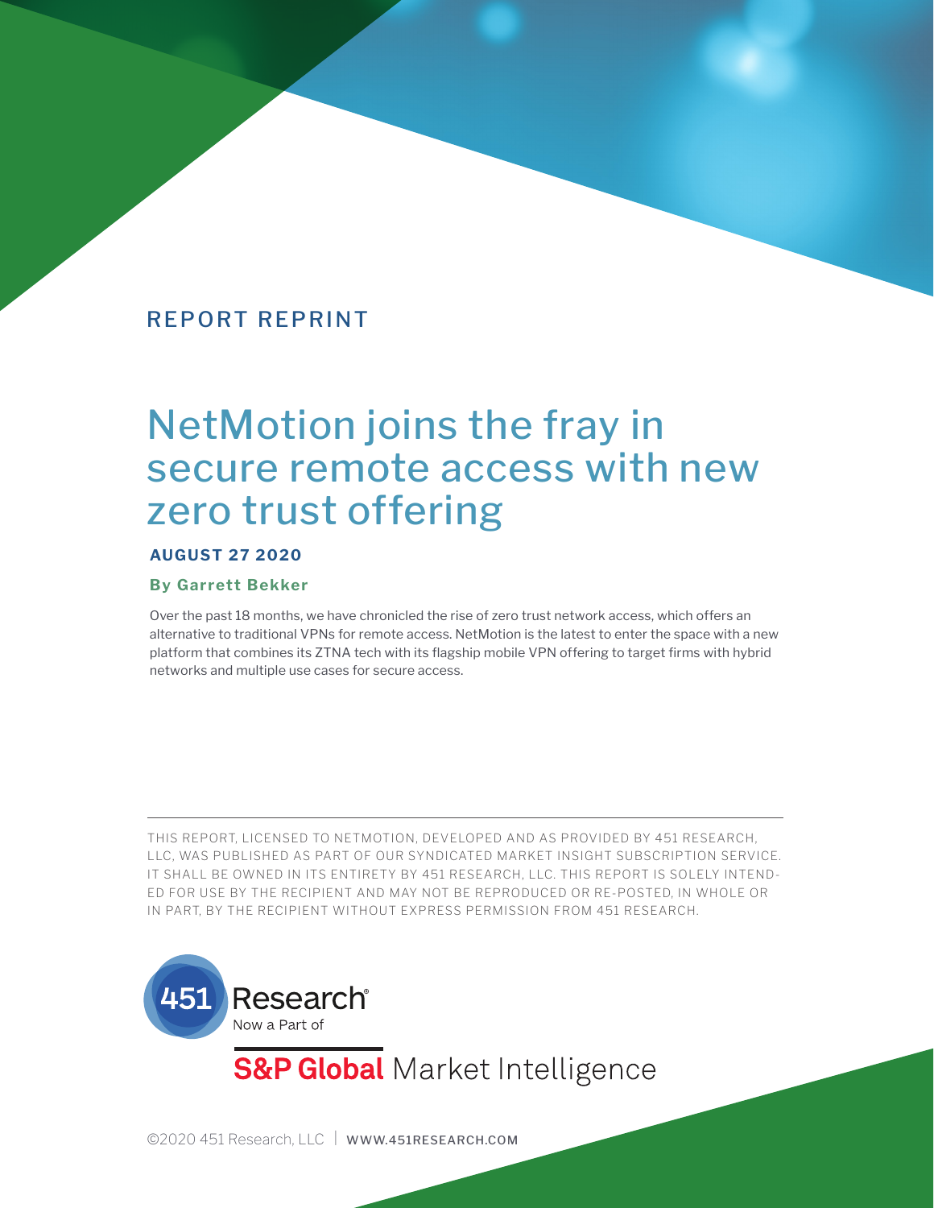REPORT REPRINT

# NetMotion joins the fray in secure remote access with new zero trust offering

**AUGUST 27 2020**

**By Garrett Bekker**

Over the past 18 months, we have chronicled the rise of zero trust network access, which offers an alternative to traditional VPNs for remote access. NetMotion is the latest to enter the space with a new platform that combines its ZTNA tech with its flagship mobile VPN offering to target firms with hybrid networks and multiple use cases for secure access.

---

THIS REPORT, LICENSED TO NETMOTION, DEVELOPED AND AS PROVIDED BY 451 RESEARCH, LLC, WAS PUBLISHED AS PART OF OUR SYNDICATED MARKET INSIGHT SUBSCRIPTION SERVICE. IT SHALL BE OWNED IN ITS ENTIRETY BY 451 RESEARCH, LLC. THIS REPORT IS SOLELY INTENDED FOR USE BY THE RECIPIENT AND MAY NOT BE REPRODUCED OR RE-POSTED, IN WHOLE OR IN PART, BY THE RECIPIENT WITHOUT EXPRESS PERMISSION FROM 451 RESEARCH.

451 Research® Now a Part of

S&P Global Market Intelligence

©2020 451 Research, LLC | WWW.451RESEARCH.COM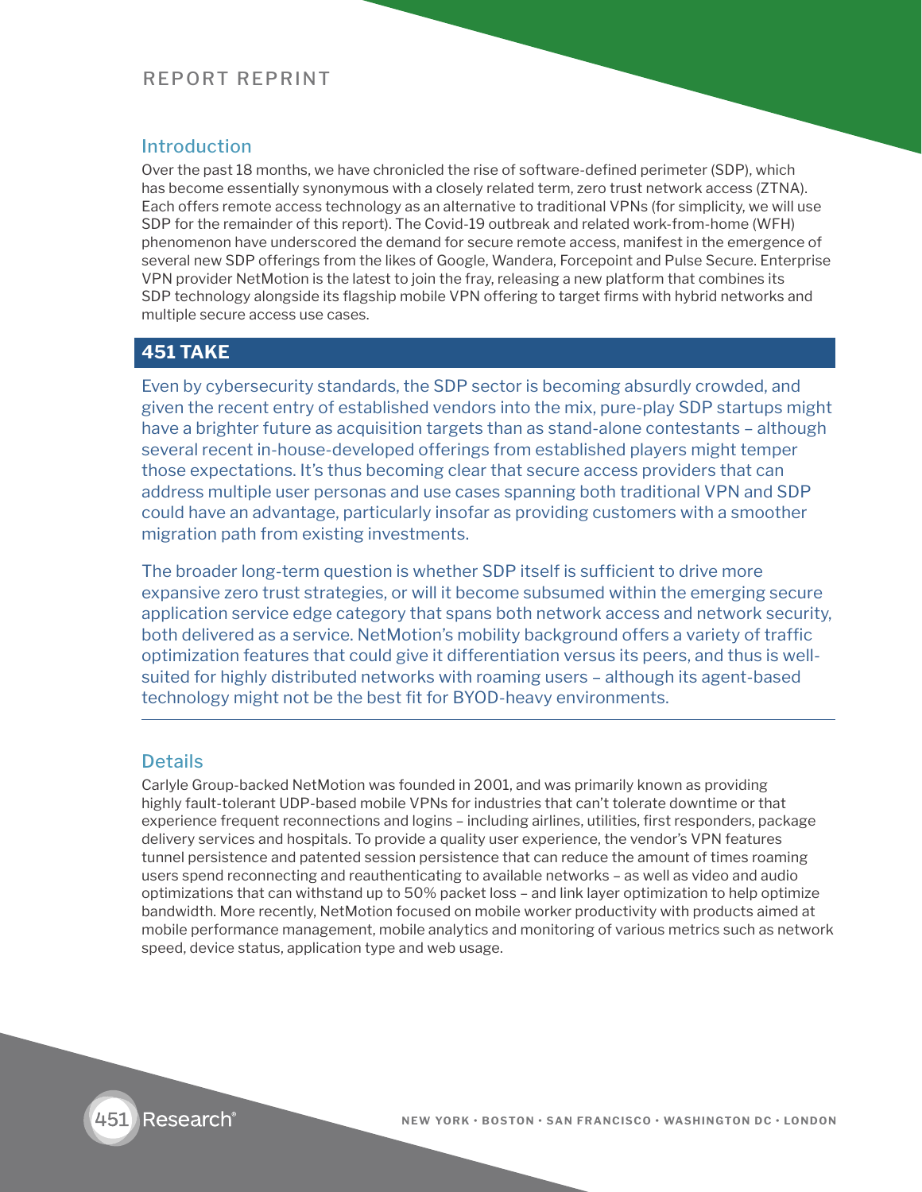## Introduction

Over the past 18 months, we have chronicled the rise of software-defined perimeter (SDP), which has become essentially synonymous with a closely related term, zero trust network access (ZTNA). Each offers remote access technology as an alternative to traditional VPNs (for simplicity, we will use SDP for the remainder of this report). The Covid-19 outbreak and related work-from-home (WFH) phenomenon have underscored the demand for secure remote access, manifest in the emergence of several new SDP offerings from the likes of Google, Wandera, Forcepoint and Pulse Secure. Enterprise VPN provider NetMotion is the latest to join the fray, releasing a new platform that combines its SDP technology alongside its flagship mobile VPN offering to target firms with hybrid networks and multiple secure access use cases.

## 451 TAKE

Even by cybersecurity standards, the SDP sector is becoming absurdly crowded, and given the recent entry of established vendors into the mix, pure-play SDP startups might have a brighter future as acquisition targets than as stand-alone contestants – although several recent in-house-developed offerings from established players might temper those expectations. It's thus becoming clear that secure access providers that can address multiple user personas and use cases spanning both traditional VPN and SDP could have an advantage, particularly insofar as providing customers with a smoother migration path from existing investments.

The broader long-term question is whether SDP itself is sufficient to drive more expansive zero trust strategies, or will it become subsumed within the emerging secure application service edge category that spans both network access and network security, both delivered as a service. NetMotion's mobility background offers a variety of traffic optimization features that could give it differentiation versus its peers, and thus is well-suited for highly distributed networks with roaming users – although its agent-based technology might not be the best fit for BYOD-heavy environments.

## Details

Carlyle Group-backed NetMotion was founded in 2001, and was primarily known as providing highly fault-tolerant UDP-based mobile VPNs for industries that can't tolerate downtime or that experience frequent reconnections and logins – including airlines, utilities, first responders, package delivery services and hospitals. To provide a quality user experience, the vendor's VPN features tunnel persistence and patented session persistence that can reduce the amount of times roaming users spend reconnecting and reauthenticating to available networks – as well as video and audio optimizations that can withstand up to 50% packet loss – and link layer optimization to help optimize bandwidth. More recently, NetMotion focused on mobile worker productivity with products aimed at mobile performance management, mobile analytics and monitoring of various metrics such as network speed, device status, application type and web usage.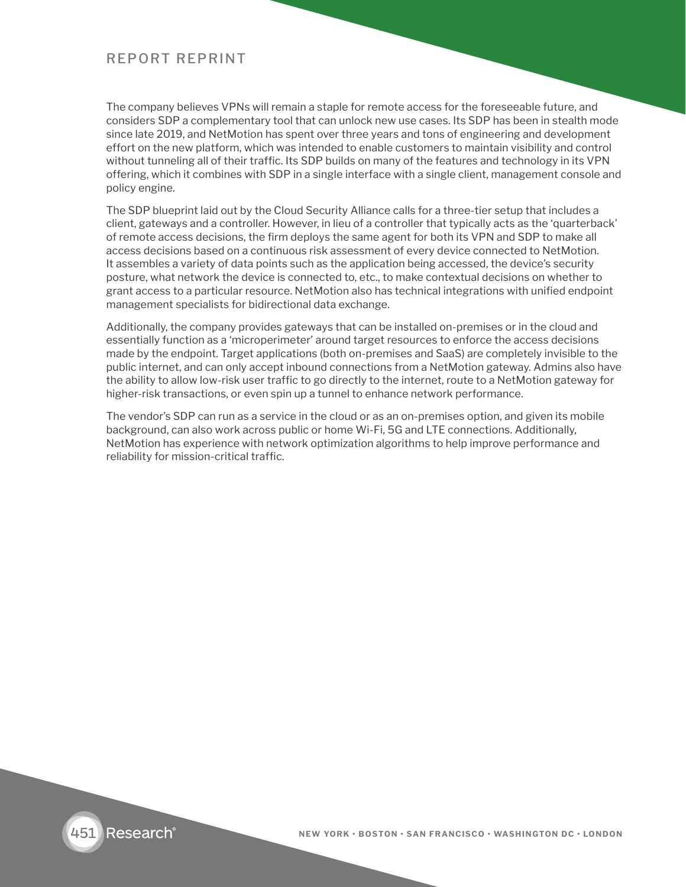The company believes VPNs will remain a staple for remote access for the foreseeable future, and considers SDP a complementary tool that can unlock new use cases. Its SDP has been in stealth mode since late 2019, and NetMotion has spent over three years and tons of engineering and development effort on the new platform, which was intended to enable customers to maintain visibility and control without tunneling all of their traffic. Its SDP builds on many of the features and technology in its VPN offering, which it combines with SDP in a single interface with a single client, management console and policy engine.

The SDP blueprint laid out by the Cloud Security Alliance calls for a three-tier setup that includes a client, gateways and a controller. However, in lieu of a controller that typically acts as the 'quarterback' of remote access decisions, the firm deploys the same agent for both its VPN and SDP to make all access decisions based on a continuous risk assessment of every device connected to NetMotion. It assembles a variety of data points such as the application being accessed, the device's security posture, what network the device is connected to, etc., to make contextual decisions on whether to grant access to a particular resource. NetMotion also has technical integrations with unified endpoint management specialists for bidirectional data exchange.

Additionally, the company provides gateways that can be installed on-premises or in the cloud and essentially function as a 'microperimeter' around target resources to enforce the access decisions made by the endpoint. Target applications (both on-premises and SaaS) are completely invisible to the public internet, and can only accept inbound connections from a NetMotion gateway. Admins also have the ability to allow low-risk user traffic to go directly to the internet, route to a NetMotion gateway for higher-risk transactions, or even spin up a tunnel to enhance network performance.

The vendor's SDP can run as a service in the cloud or as an on-premises option, and given its mobile background, can also work across public or home Wi-Fi, 5G and LTE connections. Additionally, NetMotion has experience with network optimization algorithms to help improve performance and reliability for mission-critical traffic.